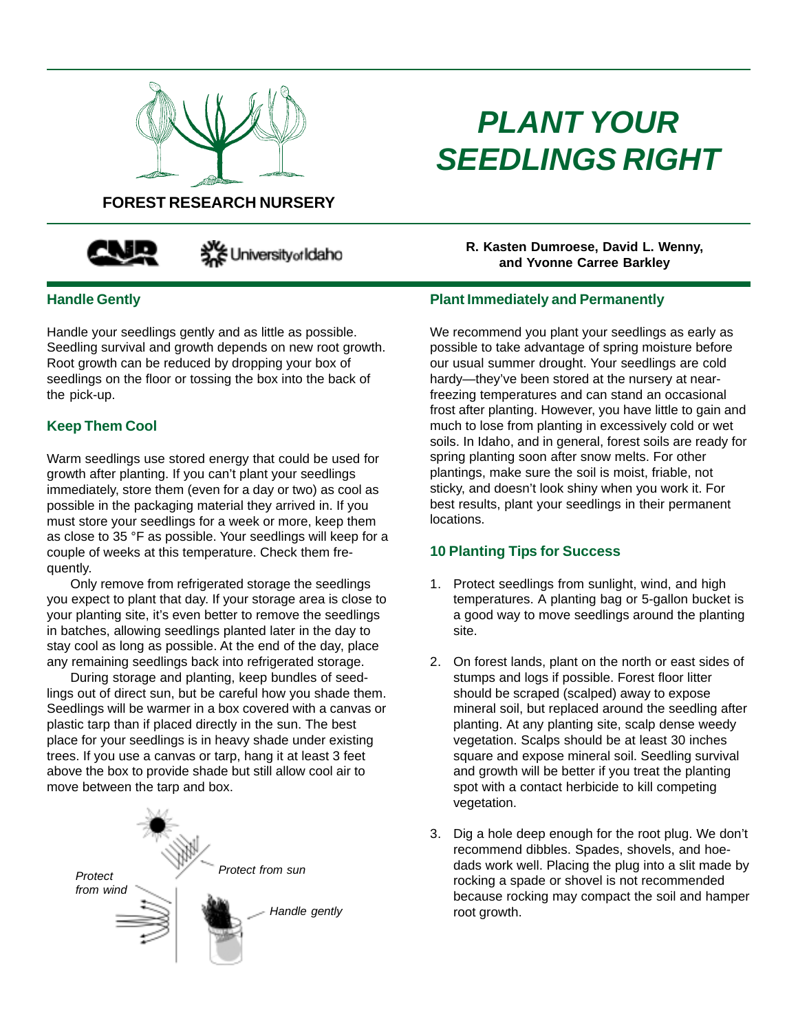# PLANT YOUR SEEDLINGS RIGHT

**FOREST RESEARCH NURSERY**

**R. Kasten Dumroese, David L. Wenny, and Yvonne Carree Barkley**

## Handle Gently

Handle your seedlings gently and as little as possible. Seedling survival and growth depends on new root growth. Root growth can be reduced by dropping your box of seedlings on the floor or tossing the box into the back of the pick-up.

## Keep Them Cool

Warm seedlings use stored energy that could be used for growth after planting. If you can't plant your seedlings immediately, store them (even for a day or two) as cool as possible in the packaging material they arrived in. If you must store your seedlings for a week or more, keep them as close to 35 °F as possible. Your seedlings will keep for a couple of weeks at this temperature. Check them frequently.

Only remove from refrigerated storage the seedlings you expect to plant that day. If your storage area is close to your planting site, it's even better to remove the seedlings in batches, allowing seedlings planted later in the day to stay cool as long as possible. At the end of the day, place any remaining seedlings back into refrigerated storage.

During storage and planting, keep bundles of seedlings out of direct sun, but be careful how you shade them. Seedlings will be warmer in a box covered with a canvas or plastic tarp than if placed directly in the sun. The best place for your seedlings is in heavy shade under existing trees. If you use a canvas or tarp, hang it at least 3 feet above the box to provide shade but still allow cool air to move between the tarp and box.

*Protect from wind* — *Protect from sun* — *Handle gently*

## Plant Immediately and Permanently

We recommend you plant your seedlings as early as possible to take advantage of spring moisture before our usual summer drought. Your seedlings are cold hardy—they've been stored at the nursery at near-freezing temperatures and can stand an occasional frost after planting. However, you have little to gain and much to lose from planting in excessively cold or wet soils. In Idaho, and in general, forest soils are ready for spring planting soon after snow melts. For other plantings, make sure the soil is moist, friable, not sticky, and doesn't look shiny when you work it. For best results, plant your seedlings in their permanent locations.

## 10 Planting Tips for Success

1. Protect seedlings from sunlight, wind, and high temperatures. A planting bag or 5-gallon bucket is a good way to move seedlings around the planting site.

2. On forest lands, plant on the north or east sides of stumps and logs if possible. Forest floor litter should be scraped (scalped) away to expose mineral soil, but replaced around the seedling after planting. At any planting site, scalp dense weedy vegetation. Scalps should be at least 30 inches square and expose mineral soil. Seedling survival and growth will be better if you treat the planting spot with a contact herbicide to kill competing vegetation.

3. Dig a hole deep enough for the root plug. We don't recommend dibbles. Spades, shovels, and hoe-dads work well. Placing the plug into a slit made by rocking a spade or shovel is not recommended because rocking may compact the soil and hamper root growth.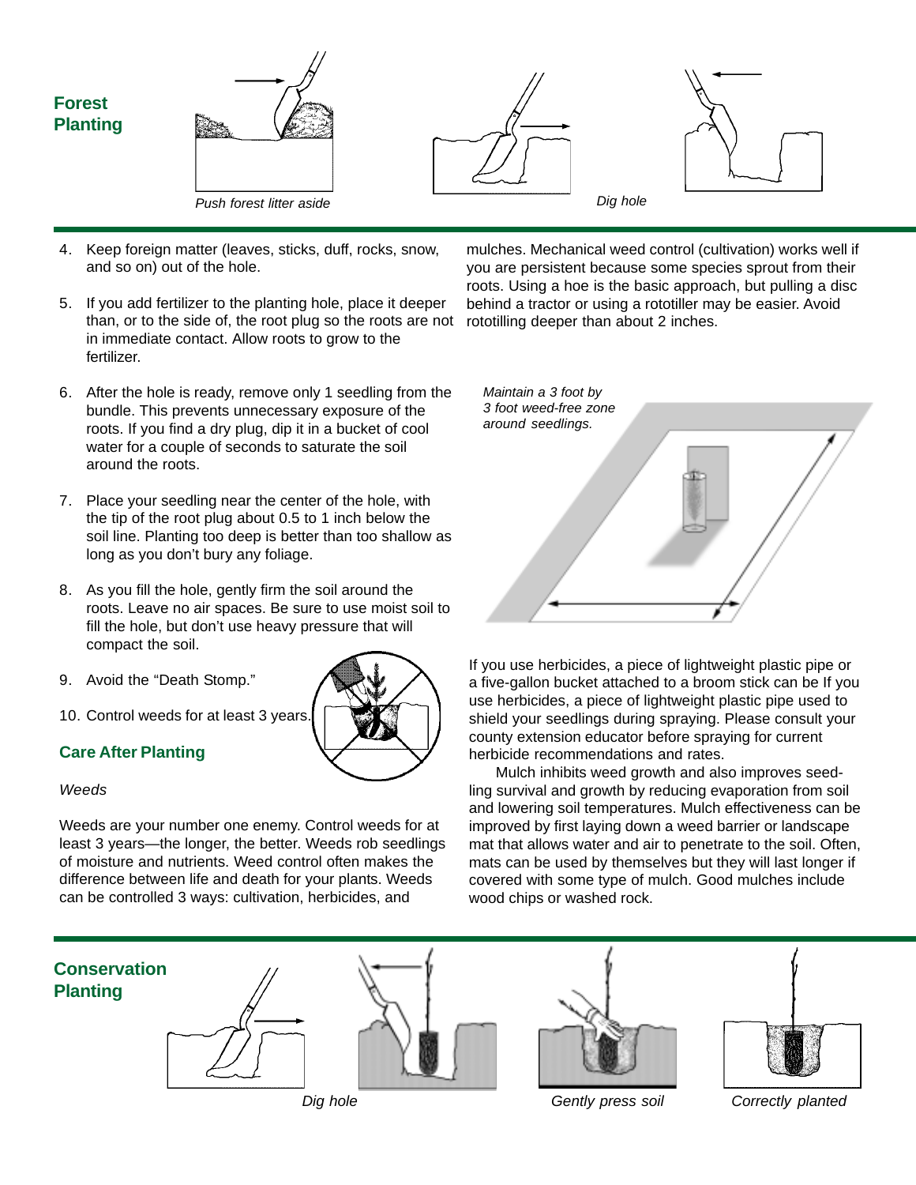## Forest Planting

*Push forest litter aside*

*Dig hole*

4. Keep foreign matter (leaves, sticks, duff, rocks, snow, and so on) out of the hole.

5. If you add fertilizer to the planting hole, place it deeper than, or to the side of, the root plug so the roots are not in immediate contact. Allow roots to grow to the fertilizer.

6. After the hole is ready, remove only 1 seedling from the bundle. This prevents unnecessary exposure of the roots. If you find a dry plug, dip it in a bucket of cool water for a couple of seconds to saturate the soil around the roots.

7. Place your seedling near the center of the hole, with the tip of the root plug about 0.5 to 1 inch below the soil line. Planting too deep is better than too shallow as long as you don't bury any foliage.

8. As you fill the hole, gently firm the soil around the roots. Leave no air spaces. Be sure to use moist soil to fill the hole, but don't use heavy pressure that will compact the soil.

9. Avoid the "Death Stomp."

10. Control weeds for at least 3 years.

### Care After Planting

*Weeds*

Weeds are your number one enemy. Control weeds for at least 3 years—the longer, the better. Weeds rob seedlings of moisture and nutrients. Weed control often makes the difference between life and death for your plants. Weeds can be controlled 3 ways: cultivation, herbicides, and mulches. Mechanical weed control (cultivation) works well if you are persistent because some species sprout from their roots. Using a hoe is the basic approach, but pulling a disc behind a tractor or using a rototiller may be easier. Avoid rototilling deeper than about 2 inches.

*Maintain a 3 foot by 3 foot weed-free zone around seedlings.*

If you use herbicides, a piece of lightweight plastic pipe or a five-gallon bucket attached to a broom stick can be If you use herbicides, a piece of lightweight plastic pipe used to shield your seedlings during spraying. Please consult your county extension educator before spraying for current herbicide recommendations and rates.

Mulch inhibits weed growth and also improves seedling survival and growth by reducing evaporation from soil and lowering soil temperatures. Mulch effectiveness can be improved by first laying down a weed barrier or landscape mat that allows water and air to penetrate to the soil. Often, mats can be used by themselves but they will last longer if covered with some type of mulch. Good mulches include wood chips or washed rock.

## Conservation Planting

*Dig hole*

*Gently press soil*

*Correctly planted*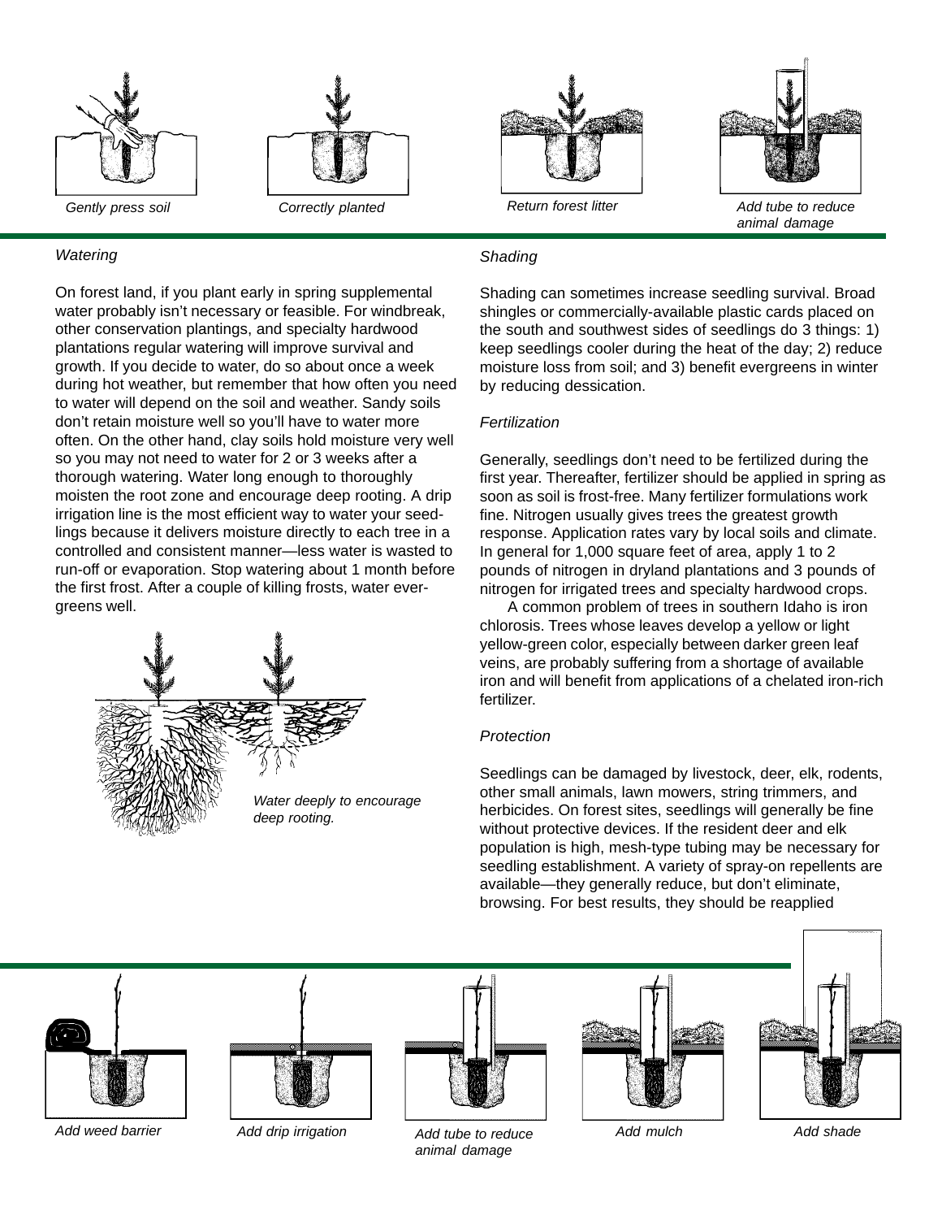Gently press soil

Correctly planted

Return forest litter

Add tube to reduce animal damage

*Watering*

On forest land, if you plant early in spring supplemental water probably isn't necessary or feasible. For windbreak, other conservation plantings, and specialty hardwood plantations regular watering will improve survival and growth. If you decide to water, do so about once a week during hot weather, but remember that how often you need to water will depend on the soil and weather. Sandy soils don't retain moisture well so you'll have to water more often. On the other hand, clay soils hold moisture very well so you may not need to water for 2 or 3 weeks after a thorough watering. Water long enough to thoroughly moisten the root zone and encourage deep rooting. A drip irrigation line is the most efficient way to water your seedlings because it delivers moisture directly to each tree in a controlled and consistent manner—less water is wasted to run-off or evaporation. Stop watering about 1 month before the first frost. After a couple of killing frosts, water evergreens well.

Water deeply to encourage deep rooting.

*Shading*

Shading can sometimes increase seedling survival. Broad shingles or commercially-available plastic cards placed on the south and southwest sides of seedlings do 3 things: 1) keep seedlings cooler during the heat of the day; 2) reduce moisture loss from soil; and 3) benefit evergreens in winter by reducing dessication.

*Fertilization*

Generally, seedlings don't need to be fertilized during the first year. Thereafter, fertilizer should be applied in spring as soon as soil is frost-free. Many fertilizer formulations work fine. Nitrogen usually gives trees the greatest growth response. Application rates vary by local soils and climate. In general for 1,000 square feet of area, apply 1 to 2 pounds of nitrogen in dryland plantations and 3 pounds of nitrogen for irrigated trees and specialty hardwood crops.

A common problem of trees in southern Idaho is iron chlorosis. Trees whose leaves develop a yellow or light yellow-green color, especially between darker green leaf veins, are probably suffering from a shortage of available iron and will benefit from applications of a chelated iron-rich fertilizer.

*Protection*

Seedlings can be damaged by livestock, deer, elk, rodents, other small animals, lawn mowers, string trimmers, and herbicides. On forest sites, seedlings will generally be fine without protective devices. If the resident deer and elk population is high, mesh-type tubing may be necessary for seedling establishment. A variety of spray-on repellents are available—they generally reduce, but don't eliminate, browsing. For best results, they should be reapplied

Add weed barrier

Add drip irrigation

Add tube to reduce animal damage

Add mulch

Add shade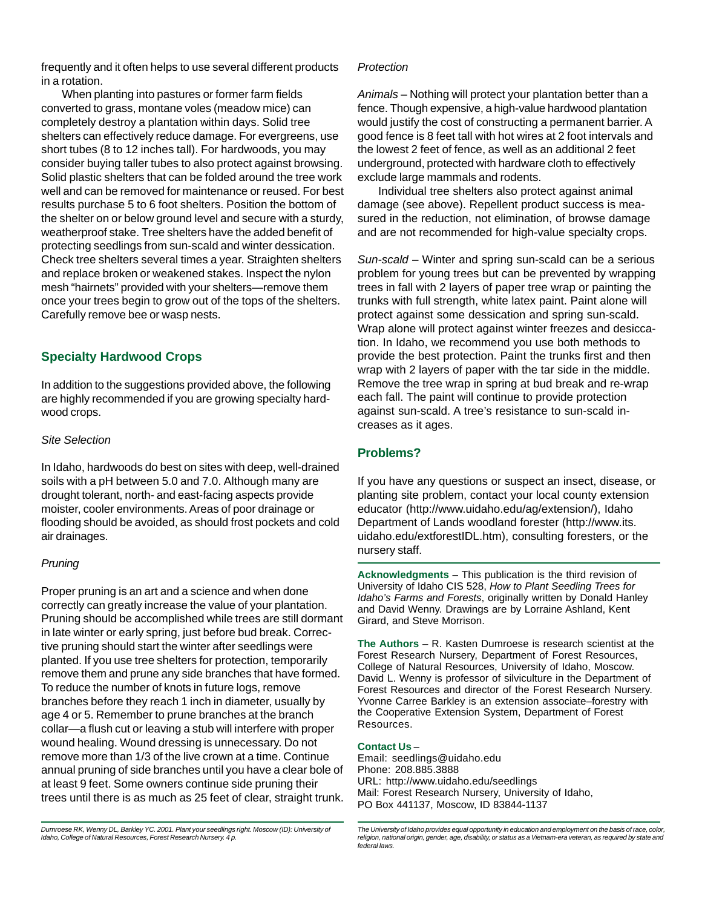frequently and it often helps to use several different products in a rotation.

When planting into pastures or former farm fields converted to grass, montane voles (meadow mice) can completely destroy a plantation within days. Solid tree shelters can effectively reduce damage. For evergreens, use short tubes (8 to 12 inches tall). For hardwoods, you may consider buying taller tubes to also protect against browsing. Solid plastic shelters that can be folded around the tree work well and can be removed for maintenance or reused. For best results purchase 5 to 6 foot shelters. Position the bottom of the shelter on or below ground level and secure with a sturdy, weatherproof stake. Tree shelters have the added benefit of protecting seedlings from sun-scald and winter dessication. Check tree shelters several times a year. Straighten shelters and replace broken or weakened stakes. Inspect the nylon mesh "hairnets" provided with your shelters—remove them once your trees begin to grow out of the tops of the shelters. Carefully remove bee or wasp nests.

## Specialty Hardwood Crops

In addition to the suggestions provided above, the following are highly recommended if you are growing specialty hardwood crops.

### *Site Selection*

In Idaho, hardwoods do best on sites with deep, well-drained soils with a pH between 5.0 and 7.0. Although many are drought tolerant, north- and east-facing aspects provide moister, cooler environments. Areas of poor drainage or flooding should be avoided, as should frost pockets and cold air drainages.

### *Pruning*

Proper pruning is an art and a science and when done correctly can greatly increase the value of your plantation. Pruning should be accomplished while trees are still dormant in late winter or early spring, just before bud break. Corrective pruning should start the winter after seedlings were planted. If you use tree shelters for protection, temporarily remove them and prune any side branches that have formed. To reduce the number of knots in future logs, remove branches before they reach 1 inch in diameter, usually by age 4 or 5. Remember to prune branches at the branch collar—a flush cut or leaving a stub will interfere with proper wound healing. Wound dressing is unnecessary. Do not remove more than 1/3 of the live crown at a time. Continue annual pruning of side branches until you have a clear bole of at least 9 feet. Some owners continue side pruning their trees until there is as much as 25 feet of clear, straight trunk.

### *Protection*

*Animals* – Nothing will protect your plantation better than a fence. Though expensive, a high-value hardwood plantation would justify the cost of constructing a permanent barrier. A good fence is 8 feet tall with hot wires at 2 foot intervals and the lowest 2 feet of fence, as well as an additional 2 feet underground, protected with hardware cloth to effectively exclude large mammals and rodents.

Individual tree shelters also protect against animal damage (see above). Repellent product success is measured in the reduction, not elimination, of browse damage and are not recommended for high-value specialty crops.

*Sun-scald* – Winter and spring sun-scald can be a serious problem for young trees but can be prevented by wrapping trees in fall with 2 layers of paper tree wrap or painting the trunks with full strength, white latex paint. Paint alone will protect against some dessication and spring sun-scald. Wrap alone will protect against winter freezes and desiccation. In Idaho, we recommend you use both methods to provide the best protection. Paint the trunks first and then wrap with 2 layers of paper with the tar side in the middle. Remove the tree wrap in spring at bud break and re-wrap each fall. The paint will continue to provide protection against sun-scald. A tree's resistance to sun-scald increases as it ages.

## Problems?

If you have any questions or suspect an insect, disease, or planting site problem, contact your local county extension educator (http://www.uidaho.edu/ag/extension/), Idaho Department of Lands woodland forester (http://www.its.uidaho.edu/extforestIDL.htm), consulting foresters, or the nursery staff.

**Acknowledgments** – This publication is the third revision of University of Idaho CIS 528, *How to Plant Seedling Trees for Idaho's Farms and Forests*, originally written by Donald Hanley and David Wenny. Drawings are by Lorraine Ashland, Kent Girard, and Steve Morrison.

**The Authors** – R. Kasten Dumroese is research scientist at the Forest Research Nursery, Department of Forest Resources, College of Natural Resources, University of Idaho, Moscow. David L. Wenny is professor of silviculture in the Department of Forest Resources and director of the Forest Research Nursery. Yvonne Carree Barkley is an extension associate–forestry with the Cooperative Extension System, Department of Forest Resources.

**Contact Us** –
Email: seedlings@uidaho.edu
Phone: 208.885.3888
URL: http://www.uidaho.edu/seedlings
Mail: Forest Research Nursery, University of Idaho, PO Box 441137, Moscow, ID 83844-1137

*Dumroese RK, Wenny DL, Barkley YC. 2001. Plant your seedlings right. Moscow (ID): University of Idaho, College of Natural Resources, Forest Research Nursery. 4 p.*

*The University of Idaho provides equal opportunity in education and employment on the basis of race, color, religion, national origin, gender, age, disability, or status as a Vietnam-era veteran, as required by state and federal laws.*